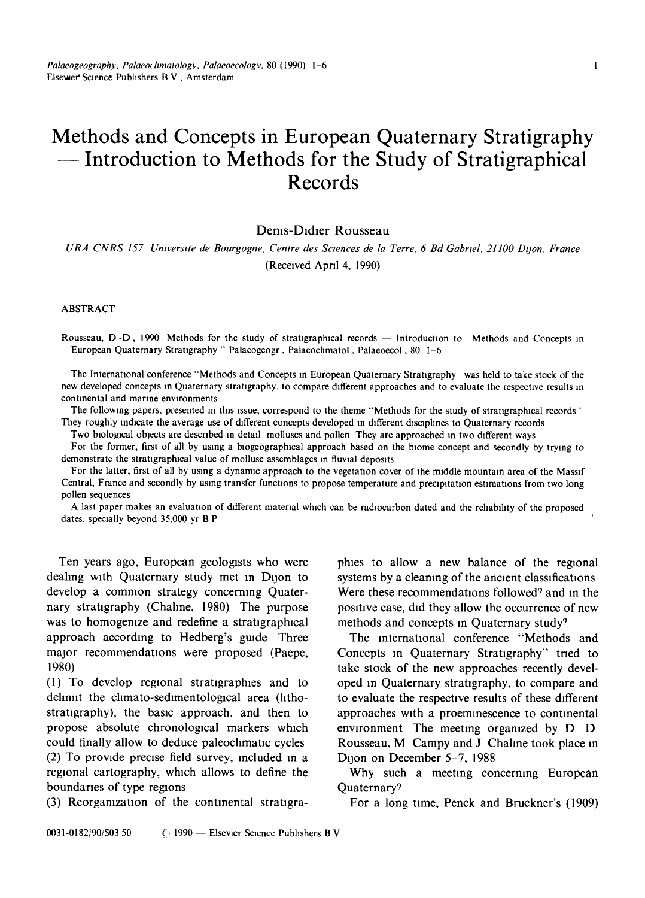# Methods and Concepts in European Quaternary Stratigraphy — Introduction to Methods for the Study of Stratigraphical Records

Denis-Didier Rousseau

*URA CNRS 157 Université de Bourgogne, Centre des Sciences de la Terre, 6 Bd Gabriel, 21100 Dijon, France*

(Received April 4, 1990)

## ABSTRACT

Rousseau, D.-D., 1990 Methods for the study of stratigraphical records — Introduction to "Methods and Concepts in European Quaternary Stratigraphy" Palaeogeogr., Palaeoclimatol., Palaeoecol., 80 1–6

The International conference "Methods and Concepts in European Quaternary Stratigraphy" was held to take stock of the new developed concepts in Quaternary stratigraphy, to compare different approaches and to evaluate the respective results in continental and marine environments.

The following papers, presented in this issue, correspond to the theme "Methods for the study of stratigraphical records". They roughly indicate the average use of different concepts developed in different disciplines to Quaternary records.

Two biological objects are described in detail: molluscs and pollen. They are approached in two different ways.

For the former, first of all by using a biogeographical approach based on the biome concept and secondly by trying to demonstrate the stratigraphical value of mollusc assemblages in fluvial deposits.

For the latter, first of all by using a dynamic approach to the vegetation cover of the middle mountain area of the Massif Central, France and secondly by using transfer functions to propose temperature and precipitation estimations from two long pollen sequences.

A last paper makes an evaluation of different material which can be radiocarbon dated and the reliability of the proposed dates, specially beyond 35,000 yr B.P.

Ten years ago, European geologists who were dealing with Quaternary study met in Dijon to develop a common strategy concerning Quaternary stratigraphy (Chaline, 1980). The purpose was to homogenize and redefine a stratigraphical approach according to Hedberg's guide. Three major recommendations were proposed (Paepe, 1980):

(1) To develop regional stratigraphies and to delimit the climato-sedimentological area (lithostratigraphy), the basic approach, and then to propose absolute chronological markers which could finally allow to deduce paleoclimatic cycles.

(2) To provide precise field survey, included in a regional cartography, which allows to define the boundaries of type regions.

(3) Reorganization of the continental stratigraphies to allow a new balance of the regional systems by a cleaning of the ancient classifications.

Were these recommendations followed? and in the positive case, did they allow the occurrence of new methods and concepts in Quaternary study?

The international conference "Methods and Concepts in Quaternary Stratigraphy" tried to take stock of the new approaches recently developed in Quaternary stratigraphy, to compare and to evaluate the respective results of these different approaches with a proeminescence to continental environment. The meeting organized by D. D. Rousseau, M. Campy and J. Chaline took place in Dijon on December 5–7, 1988.

Why such a meeting concerning European Quaternary?

For a long time, Penck and Bruckner's (1909)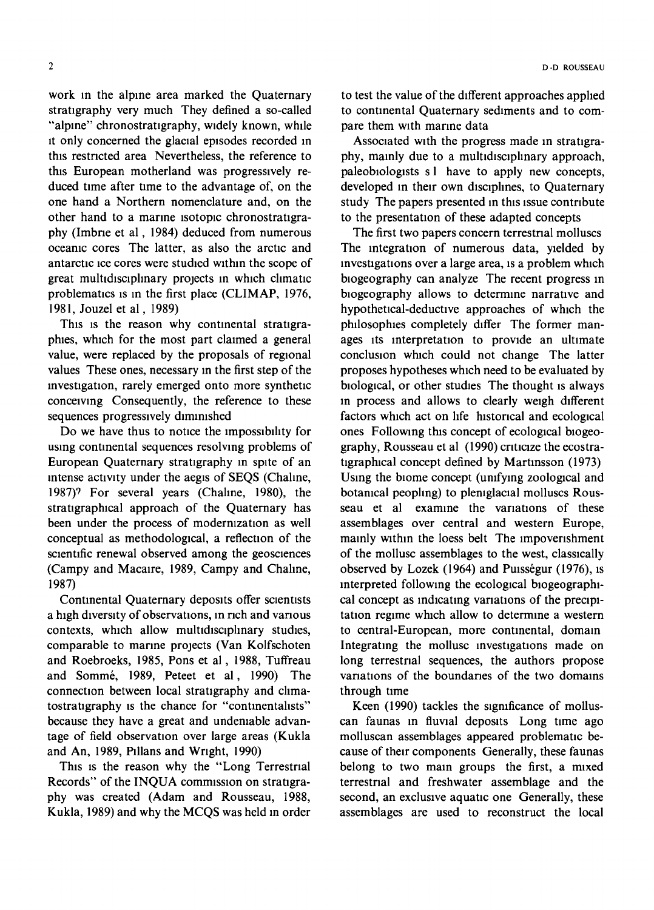work in the alpine area marked the Quaternary stratigraphy very much They defined a so-called "alpine" chronostratigraphy, widely known, while it only concerned the glacial episodes recorded in this restricted area Nevertheless, the reference to this European motherland was progressively reduced time after time to the advantage of, on the one hand a Northern nomenclature and, on the other hand to a marine isotopic chronostratigraphy (Imbrie et al , 1984) deduced from numerous oceanic cores The latter, as also the arctic and antarctic ice cores were studied within the scope of great multidisciplinary projects in which climatic problematics is in the first place (CLIMAP, 1976, 1981, Jouzel et al , 1989)

This is the reason why continental stratigraphies, which for the most part claimed a general value, were replaced by the proposals of regional values These ones, necessary in the first step of the investigation, rarely emerged onto more synthetic conceiving Consequently, the reference to these sequences progressively diminished

Do we have thus to notice the impossibility for using continental sequences resolving problems of European Quaternary stratigraphy in spite of an intense activity under the aegis of SEQS (Chaline, 1987)? For several years (Chaline, 1980), the stratigraphical approach of the Quaternary has been under the process of modernization as well conceptual as methodological, a reflection of the scientific renewal observed among the geosciences (Campy and Macaire, 1989, Campy and Chaline, 1987)

Continental Quaternary deposits offer scientists a high diversity of observations, in rich and various contexts, which allow multidisciplinary studies, comparable to marine projects (Van Kolfschoten and Roebroeks, 1985, Pons et al , 1988, Tuffreau and Sommé, 1989, Peteet et al , 1990) The connection between local stratigraphy and climatostratigraphy is the chance for "continentalists" because they have a great and undeniable advantage of field observation over large areas (Kukla and An, 1989, Pillans and Wright, 1990)

This is the reason why the "Long Terrestrial Records" of the INQUA commission on stratigraphy was created (Adam and Rousseau, 1988, Kukla, 1989) and why the MCQS was held in order to test the value of the different approaches applied to continental Quaternary sediments and to compare them with marine data

Associated with the progress made in stratigraphy, mainly due to a multidisciplinary approach, paleobiologists s l have to apply new concepts, developed in their own disciplines, to Quaternary study The papers presented in this issue contribute to the presentation of these adapted concepts

The first two papers concern terrestrial molluscs The integration of numerous data, yielded by investigations over a large area, is a problem which biogeography can analyze The recent progress in biogeography allows to determine narrative and hypothetical-deductive approaches of which the philosophies completely differ The former manages its interpretation to provide an ultimate conclusion which could not change The latter proposes hypotheses which need to be evaluated by biological, or other studies The thought is always in process and allows to clearly weigh different factors which act on life historical and ecological ones Following this concept of ecological biogeography, Rousseau et al (1990) criticize the ecostratigraphical concept defined by Martinsson (1973) Using the biome concept (unifying zoological and botanical peopling) to pleniglacial molluscs Rousseau et al examine the variations of these assemblages over central and western Europe, mainly within the loess belt The impoverishment of the mollusc assemblages to the west, classically observed by Lozek (1964) and Puisségur (1976), is interpreted following the ecological biogeographical concept as indicating variations of the precipitation regime which allow to determine a western to central-European, more continental, domain Integrating the mollusc investigations made on long terrestrial sequences, the authors propose variations of the boundaries of the two domains through time

Keen (1990) tackles the significance of molluscan faunas in fluvial deposits Long time ago molluscan assemblages appeared problematic because of their components Generally, these faunas belong to two main groups the first, a mixed terrestrial and freshwater assemblage and the second, an exclusive aquatic one Generally, these assemblages are used to reconstruct the local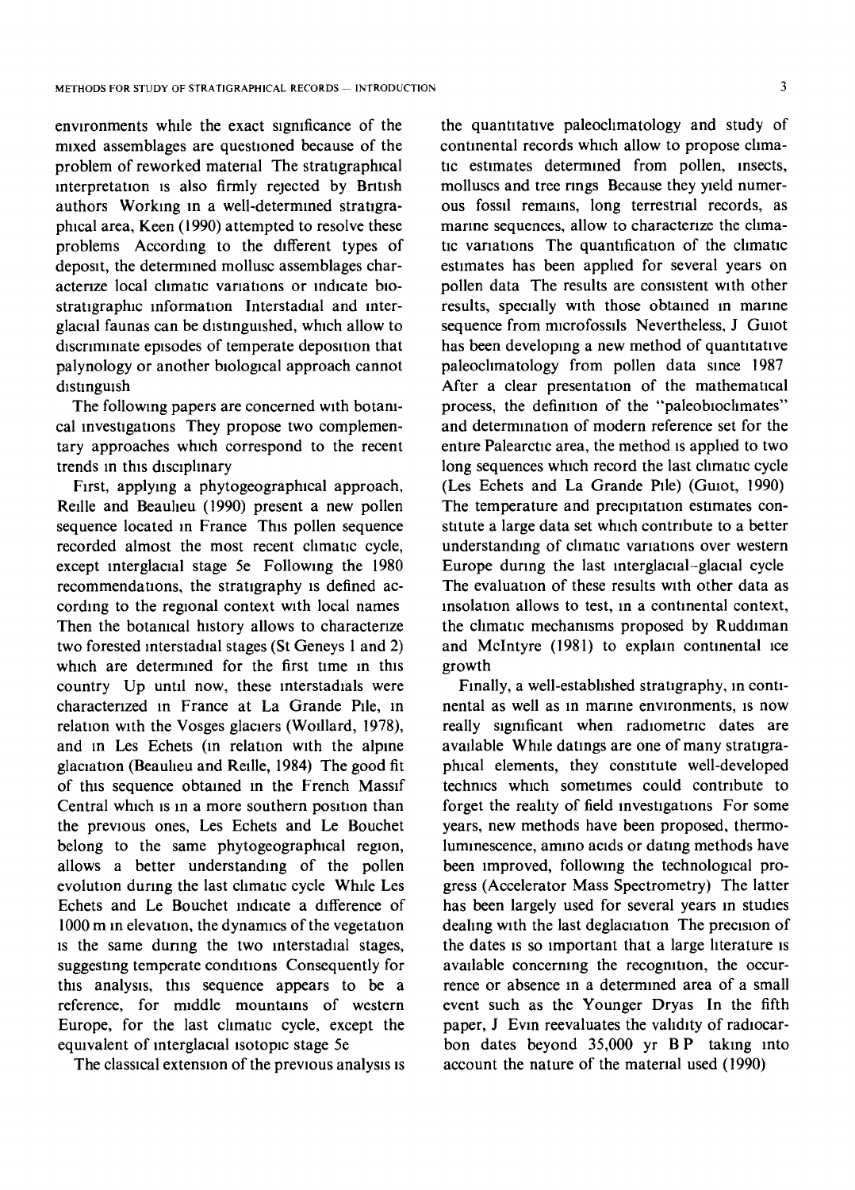environments while the exact significance of the mixed assemblages are questioned because of the problem of reworked material The stratigraphical interpretation is also firmly rejected by British authors Working in a well-determined stratigraphical area, Keen (1990) attempted to resolve these problems According to the different types of deposit, the determined mollusc assemblages characterize local climatic variations or indicate biostratigraphic information Interstadial and interglacial faunas can be distinguished, which allow to discriminate episodes of temperate deposition that palynology or another biological approach cannot distinguish

The following papers are concerned with botanical investigations They propose two complementary approaches which correspond to the recent trends in this disciplinary

First, applying a phytogeographical approach, Reille and Beaulieu (1990) present a new pollen sequence located in France This pollen sequence recorded almost the most recent climatic cycle, except interglacial stage 5e Following the 1980 recommendations, the stratigraphy is defined according to the regional context with local names Then the botanical history allows to characterize two forested interstadial stages (St Geneys 1 and 2) which are determined for the first time in this country Up until now, these interstadials were characterized in France at La Grande Pile, in relation with the Vosges glaciers (Woillard, 1978), and in Les Echets (in relation with the alpine glaciation (Beaulieu and Reille, 1984) The good fit of this sequence obtained in the French Massif Central which is in a more southern position than the previous ones, Les Echets and Le Bouchet belong to the same phytogeographical region, allows a better understanding of the pollen evolution during the last climatic cycle While Les Echets and Le Bouchet indicate a difference of 1000 m in elevation, the dynamics of the vegetation is the same during the two interstadial stages, suggesting temperate conditions Consequently for this analysis, this sequence appears to be a reference, for middle mountains of western Europe, for the last climatic cycle, except the equivalent of interglacial isotopic stage 5e

The classical extension of the previous analysis is the quantitative paleoclimatology and study of continental records which allow to propose climatic estimates determined from pollen, insects, molluscs and tree rings Because they yield numerous fossil remains, long terrestrial records, as marine sequences, allow to characterize the climatic variations The quantification of the climatic estimates has been applied for several years on pollen data The results are consistent with other results, specially with those obtained in marine sequence from microfossils Nevertheless, J Guiot has been developing a new method of quantitative paleoclimatology from pollen data since 1987 After a clear presentation of the mathematical process, the definition of the "paleobioclimates" and determination of modern reference set for the entire Palearctic area, the method is applied to two long sequences which record the last climatic cycle (Les Echets and La Grande Pile) (Guiot, 1990) The temperature and precipitation estimates constitute a large data set which contribute to a better understanding of climatic variations over western Europe during the last interglacial–glacial cycle The evaluation of these results with other data as insolation allows to test, in a continental context, the climatic mechanisms proposed by Ruddiman and McIntyre (1981) to explain continental ice growth

Finally, a well-established stratigraphy, in continental as well as in marine environments, is now really significant when radiometric dates are available While datings are one of many stratigraphical elements, they constitute well-developed technics which sometimes could contribute to forget the reality of field investigations For some years, new methods have been proposed, thermoluminescence, amino acids or dating methods have been improved, following the technological progress (Accelerator Mass Spectrometry) The latter has been largely used for several years in studies dealing with the last deglaciation The precision of the dates is so important that a large literature is available concerning the recognition, the occurrence or absence in a determined area of a small event such as the Younger Dryas In the fifth paper, J Evin reevaluates the validity of radiocarbon dates beyond 35,000 yr B P taking into account the nature of the material used (1990)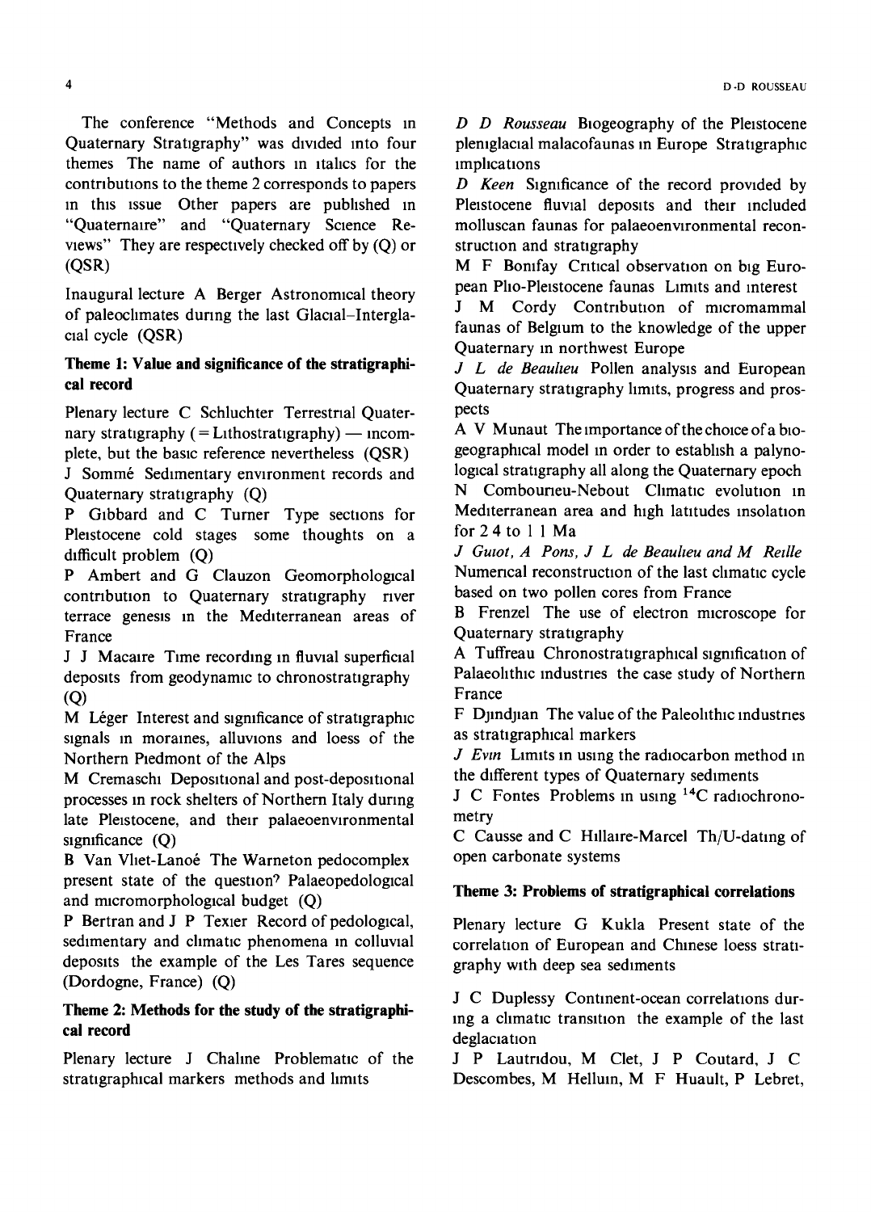The conference "Methods and Concepts in Quaternary Stratigraphy" was divided into four themes The name of authors in italics for the contributions to the theme 2 corresponds to papers in this issue Other papers are published in "Quaternaire" and "Quaternary Science Reviews" They are respectively checked off by (Q) or (QSR)

Inaugural lecture A Berger Astronomical theory of paleoclimates during the last Glacial–Interglacial cycle (QSR)

### Theme 1: Value and significance of the stratigraphical record

Plenary lecture C Schluchter Terrestrial Quaternary stratigraphy (= Lithostratigraphy) — incomplete, but the basic reference nevertheless (QSR)

J Sommé Sedimentary environment records and Quaternary stratigraphy (Q)

P Gibbard and C Turner Type sections for Pleistocene cold stages some thoughts on a difficult problem (Q)

P Ambert and G Clauzon Geomorphological contribution to Quaternary stratigraphy river terrace genesis in the Mediterranean areas of France

J J Macaire Time recording in fluvial superficial deposits from geodynamic to chronostratigraphy (Q)

M Léger Interest and significance of stratigraphic signals in moraines, alluvions and loess of the Northern Piedmont of the Alps

M Cremaschi Depositional and post-depositional processes in rock shelters of Northern Italy during late Pleistocene, and their palaeoenvironmental significance (Q)

B Van Vliet-Lanoë The Warneton pedocomplex present state of the question? Palaeopedological and micromorphological budget (Q)

P Bertran and J P Texier Record of pedological, sedimentary and climatic phenomena in colluvial deposits the example of the Les Tares sequence (Dordogne, France) (Q)

### Theme 2: Methods for the study of the stratigraphical record

Plenary lecture J Chaline Problematic of the stratigraphical markers methods and limits

*D D Rousseau* Biogeography of the Pleistocene plenıglacial malacofaunas in Europe Stratigraphic implications

*D Keen* Significance of the record provided by Pleistocene fluvial deposits and their included molluscan faunas for palaeoenvironmental reconstruction and stratigraphy

M F Bonifay Critical observation on big European Plio-Pleistocene faunas Limits and interest

J M Cordy Contribution of micromammal faunas of Belgium to the knowledge of the upper Quaternary in northwest Europe

*J L de Beaulieu* Pollen analysis and European Quaternary stratigraphy limits, progress and prospects

A V Munaut The importance of the choice of a biogeographical model in order to establish a palynological stratigraphy all along the Quaternary epoch

N Combourieu-Nebout Climatic evolution in Mediterranean area and high latitudes insolation for 2 4 to 1 1 Ma

*J Guiot, A Pons, J L de Beaulieu and M Reille* Numerical reconstruction of the last climatic cycle based on two pollen cores from France

B Frenzel The use of electron microscope for Quaternary stratigraphy

A Tuffreau Chronostratigraphical signification of Palaeolithic industries the case study of Northern France

F Djindjian The value of the Paleolithic industries as stratigraphical markers

*J Evin* Limits in using the radiocarbon method in the different types of Quaternary sediments

J C Fontes Problems in using $^{14}C$ radiochronometry

C Causse and C Hillaire-Marcel Th/U-dating of open carbonate systems

### Theme 3: Problems of stratigraphical correlations

Plenary lecture G Kukla Present state of the correlation of European and Chinese loess stratigraphy with deep sea sediments

J C Duplessy Continent-ocean correlations during a climatic transition the example of the last deglaciation

J P Lautridou, M Clet, J P Coutard, J C Descombes, M Helluin, M F Huault, P Lebret,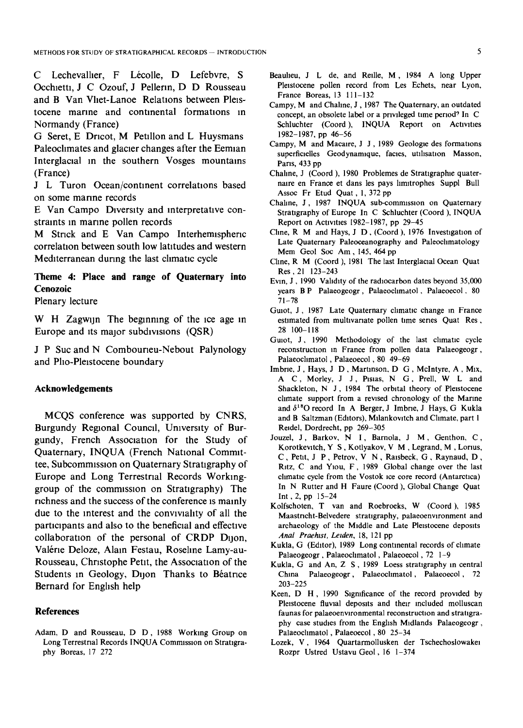C Lechevallier, F Lécolle, D Lefebvre, S Occhietti, J C Ozouf, J Pellerin, D D Rousseau and B Van Vliet-Lanoe Relations between Pleistocene marine and continental formations in Normandy (France)

G Seret, E Dricot, M Petillon and L Huysmans Paleoclimates and glacier changes after the Eemian Interglacial in the southern Vosges mountains (France)

J L Turon Ocean/continent correlations based on some marine records

E Van Campo Diversity and interpretative constraints in marine pollen records

M Strick and E Van Campo Interhemispheric correlation between south low latitudes and western Mediterranean during the last climatic cycle

### Theme 4: Place and range of Quaternary into Cenozoic

Plenary lecture

W H Zagwijn The beginning of the ice age in Europe and its major subdivisions (QSR)

J P Suc and N Combourieu-Nebout Palynology and Plio-Pleistocene boundary

## Acknowledgements

MCQS conference was supported by CNRS, Burgundy Regional Council, University of Burgundy, French Association for the Study of Quaternary, INQUA (French National Committee, Subcommission on Quaternary Stratigraphy of Europe and Long Terrestrial Records Working-group of the commission on Stratigraphy) The richness and the success of the conference is mainly due to the interest and the conviviality of all the participants and also to the beneficial and effective collaboration of the personal of CRDP Dijon, Valérie Deloze, Alain Festau, Roseline Lamy-au-Rousseau, Christophe Petit, the Association of the Students in Geology, Dijon Thanks to Béatrice Bernard for English help

## References

Adam, D and Rousseau, D D, 1988 Working Group on Long Terrestrial Records INQUA Commission on Stratigraphy Boreas, 17 272

Beaulieu, J L de, and Reille, M, 1984 A long Upper Pleistocene pollen record from Les Echets, near Lyon, France Boreas, 13 111–132

Campy, M and Chaline, J, 1987 The Quaternary, an outdated concept, an obsolete label or a privileged time period? In C Schluchter (Coord), INQUA Report on Activities 1982–1987, pp 46–56

Campy, M and Macaire, J J, 1989 Geologie des formations superficielles Geodynamique, facies, utilisation Masson, Paris, 433 pp

Chaline, J (Coord), 1980 Problemes de Stratigraphie quaternaire en France et dans les pays limitrophes Suppl Bull Assoc Fr Etud Quat, 1, 372 pp

Chaline, J, 1987 INQUA sub-commission on Quaternary Stratigraphy of Europe In C Schluchter (Coord), INQUA Report on Activities 1982–1987, pp 29–45

Cline, R M and Hays, J D, (Coord), 1976 Investigation of Late Quaternary Paleoceanography and Paleoclimatology Mem Geol Soc Am, 145, 464 pp

Cline, R M (Coord), 1981 The last Interglacial Ocean Quat Res, 21 123–243

Evin, J, 1990 Validity of the radiocarbon dates beyond 35,000 years B P Palaeogeogr, Palaeoclimatol, Palaeoecol, 80 71–78

Guiot, J, 1987 Late Quaternary climatic change in France estimated from multivariate pollen time series Quat Res, 28 100–118

Guiot, J, 1990 Methodology of the last climatic cycle reconstruction in France from pollen data Palaeogeogr, Palaeoclimatol, Palaeoecol, 80 49–69

Imbrie, J, Hays, J D, Martinson, D G, McIntyre, A, Mix, A C, Morley, J J, Pisias, N G, Prell, W L and Shackleton, N J, 1984 The orbital theory of Pleistocene climate support from a revised chronology of the Marine and $\delta^{18}O$ record In A Berger, J Imbrie, J Hays, G Kukla and B Saltzman (Editors), Milankovitch and Climate, part I Reidel, Dordrecht, pp 269–305

Jouzel, J, Barkov, N I, Barnola, J M, Genthon, C, Korotkevitch, Y S, Kotlyakov, V M, Legrand, M, Lorius, C, Petit, J P, Petrov, V N, Raisbeck, G, Raynaud, D, Ritz, C and Yiou, F, 1989 Global change over the last climatic cycle from the Vostok ice core record (Antarctica) In N Rutter and H Faure (Coord), Global Change Quat Int, 2, pp 15–24

Kolfschoten, T van and Roebroeks, W (Coord), 1985 Maastricht-Belvedere stratigraphy, palaeoenvironment and archaeology of the Middle and Late Pleistocene deposits *Anal Praehist, Leiden*, 18, 121 pp

Kukla, G (Editor), 1989 Long continental records of climate Palaeogeogr, Palaeoclimatol, Palaeoecol, 72 1–9

Kukla, G and An, Z S, 1989 Loess stratigraphy in central China Palaeogeogr, Palaeoclimatol, Palaeoecol, 72 203–225

Keen, D H, 1990 Significance of the record provided by Pleistocene fluvial deposits and their included molluscan faunas for palaeoenvironmental reconstruction and stratigraphy case studies from the English Midlands Palaeogeogr, Palaeoclimatol, Palaeoecol, 80 25–34

Lozek, V, 1964 Quartarmollusken der Tschechoslowakei Rozpr Ustred Ustavu Geol, 16 1–374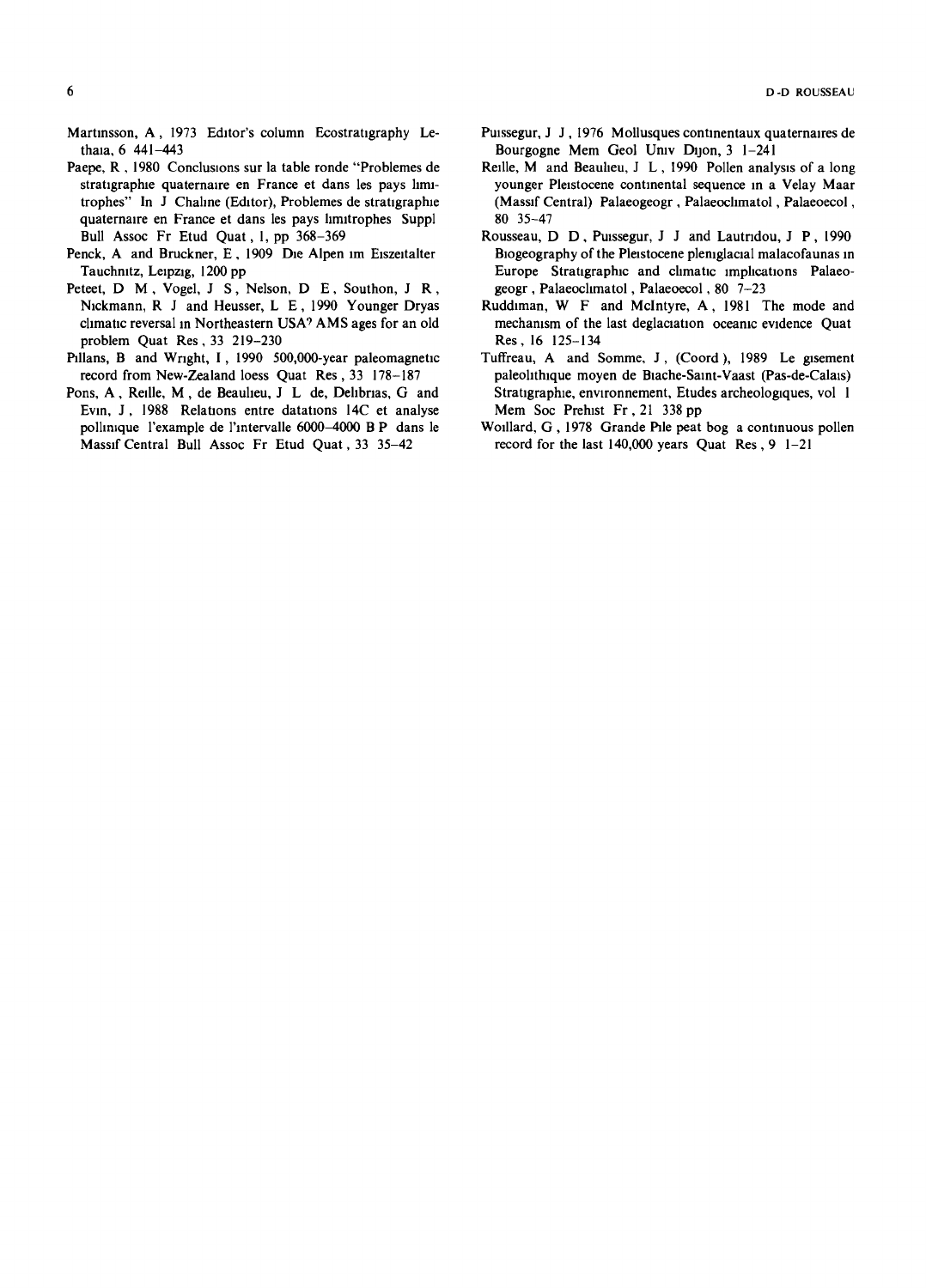Martinsson, A, 1973 Editor's column Ecostratigraphy Lethaia, 6 441–443

Paepe, R, 1980 Conclusions sur la table ronde "Problemes de stratigraphie quaternaire en France et dans les pays limitrophes" In J Chaline (Editor), Problemes de stratigraphie quaternaire en France et dans les pays limitrophes Suppl Bull Assoc Fr Etud Quat, 1, pp 368–369

Penck, A and Bruckner, E, 1909 Die Alpen im Eiszeitalter Tauchnitz, Leipzig, 1200 pp

Peteet, D M, Vogel, J S, Nelson, D E, Southon, J R, Nickmann, R J and Heusser, L E, 1990 Younger Dryas climatic reversal in Northeastern USA? AMS ages for an old problem Quat Res, 33 219–230

Pillans, B and Wright, I, 1990 500,000-year paleomagnetic record from New-Zealand loess Quat Res, 33 178–187

Pons, A, Reille, M, de Beaulieu, J L de, Delibrias, G and Evin, J, 1988 Relations entre datations 14C et analyse pollinique l'exemple de l'intervalle 6000–4000 B P dans le Massif Central Bull Assoc Fr Etud Quat, 33 35–42

Puissegur, J J, 1976 Mollusques continentaux quaternaires de Bourgogne Mem Geol Univ Dijon, 3 1–241

Reille, M and Beaulieu, J L, 1990 Pollen analysis of a long younger Pleistocene continental sequence in a Velay Maar (Massif Central) Palaeogeogr, Palaeoclimatol, Palaeoecol, 80 35–47

Rousseau, D D, Puissegur, J J and Lautridou, J P, 1990 Biogeography of the Pleistocene pleniglacial malacofaunas in Europe Stratigraphic and climatic implications Palaeogeogr, Palaeoclimatol, Palaeoecol, 80 7–23

Ruddiman, W F and McIntyre, A, 1981 The mode and mechanism of the last deglaciation oceanic evidence Quat Res, 16 125–134

Tuffreau, A and Somme, J, (Coord), 1989 Le gisement paleolithique moyen de Biache-Saint-Vaast (Pas-de-Calais) Stratigraphie, environnement, Etudes archeologiques, vol 1 Mem Soc Prehist Fr, 21 338 pp

Woillard, G, 1978 Grande Pile peat bog a continuous pollen record for the last 140,000 years Quat Res, 9 1–21